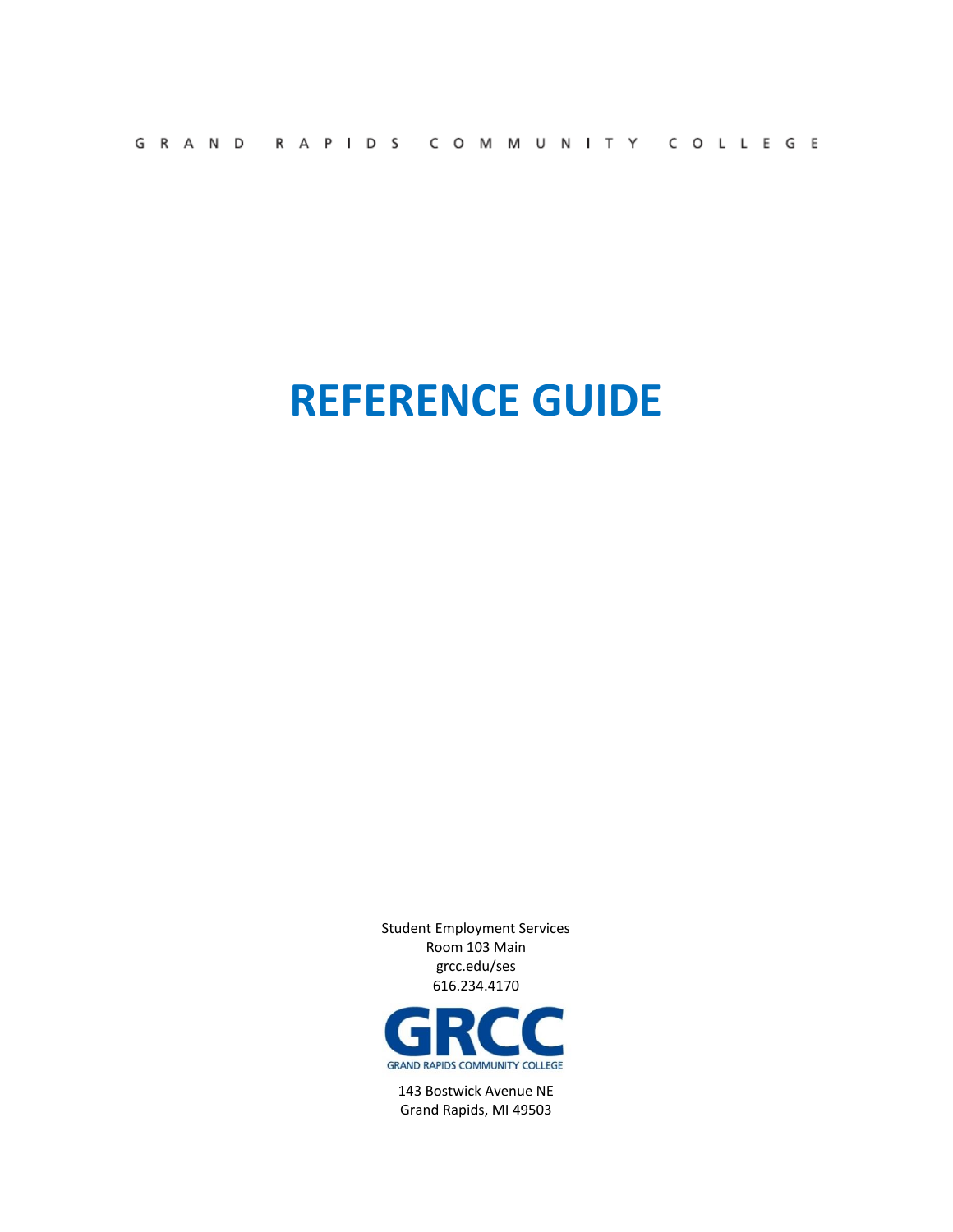GRAND RAPIDS COMMUNITY COLLEGE

# REFERENCE GUIDE

Student Employment Services
Room 103 Main
grcc.edu/ses
616.234.4170

GRCC
GRAND RAPIDS COMMUNITY COLLEGE

143 Bostwick Avenue NE
Grand Rapids, MI 49503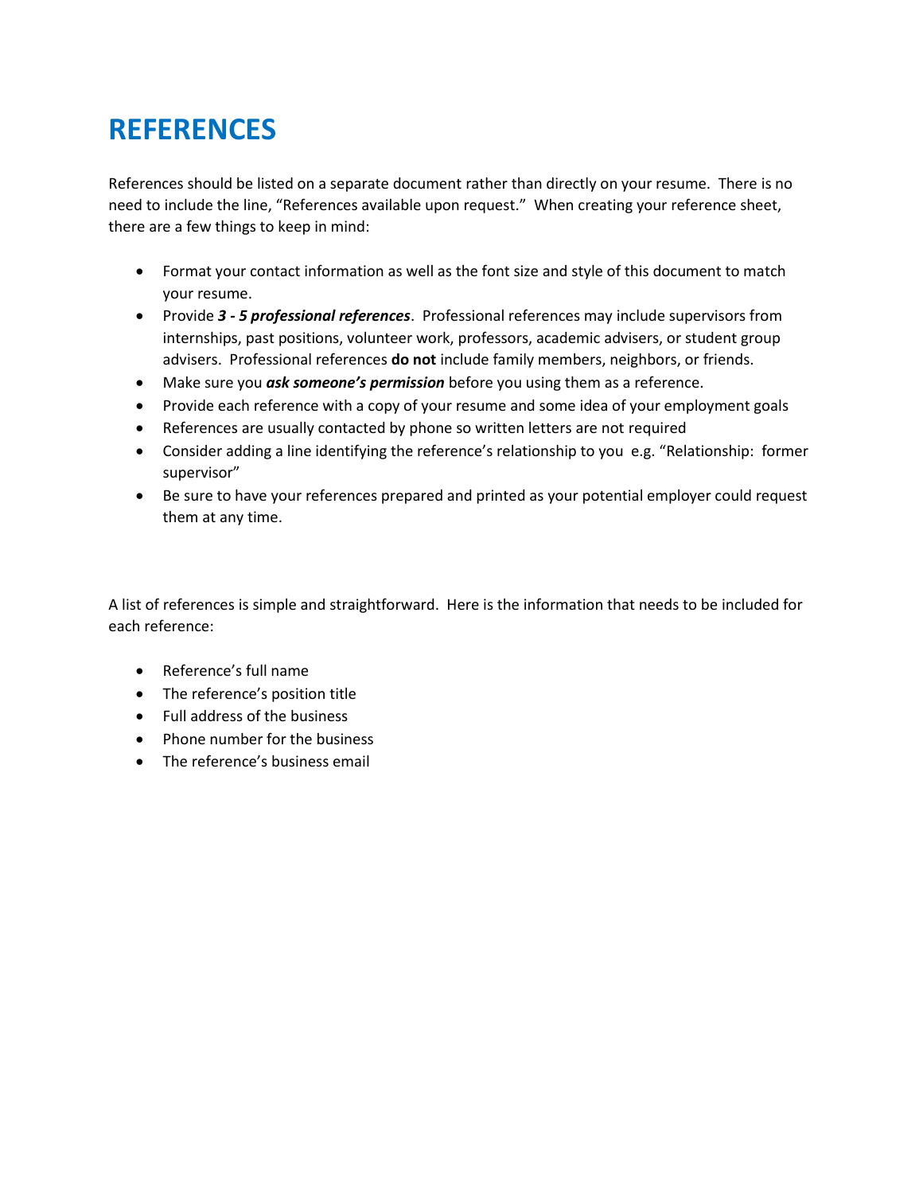# REFERENCES

References should be listed on a separate document rather than directly on your resume. There is no need to include the line, "References available upon request." When creating your reference sheet, there are a few things to keep in mind:

- Format your contact information as well as the font size and style of this document to match your resume.
- Provide ***3 - 5 professional references***. Professional references may include supervisors from internships, past positions, volunteer work, professors, academic advisers, or student group advisers. Professional references **do not** include family members, neighbors, or friends.
- Make sure you ***ask someone's permission*** before you using them as a reference.
- Provide each reference with a copy of your resume and some idea of your employment goals
- References are usually contacted by phone so written letters are not required
- Consider adding a line identifying the reference's relationship to you e.g. "Relationship: former supervisor"
- Be sure to have your references prepared and printed as your potential employer could request them at any time.

A list of references is simple and straightforward. Here is the information that needs to be included for each reference:

- Reference's full name
- The reference's position title
- Full address of the business
- Phone number for the business
- The reference's business email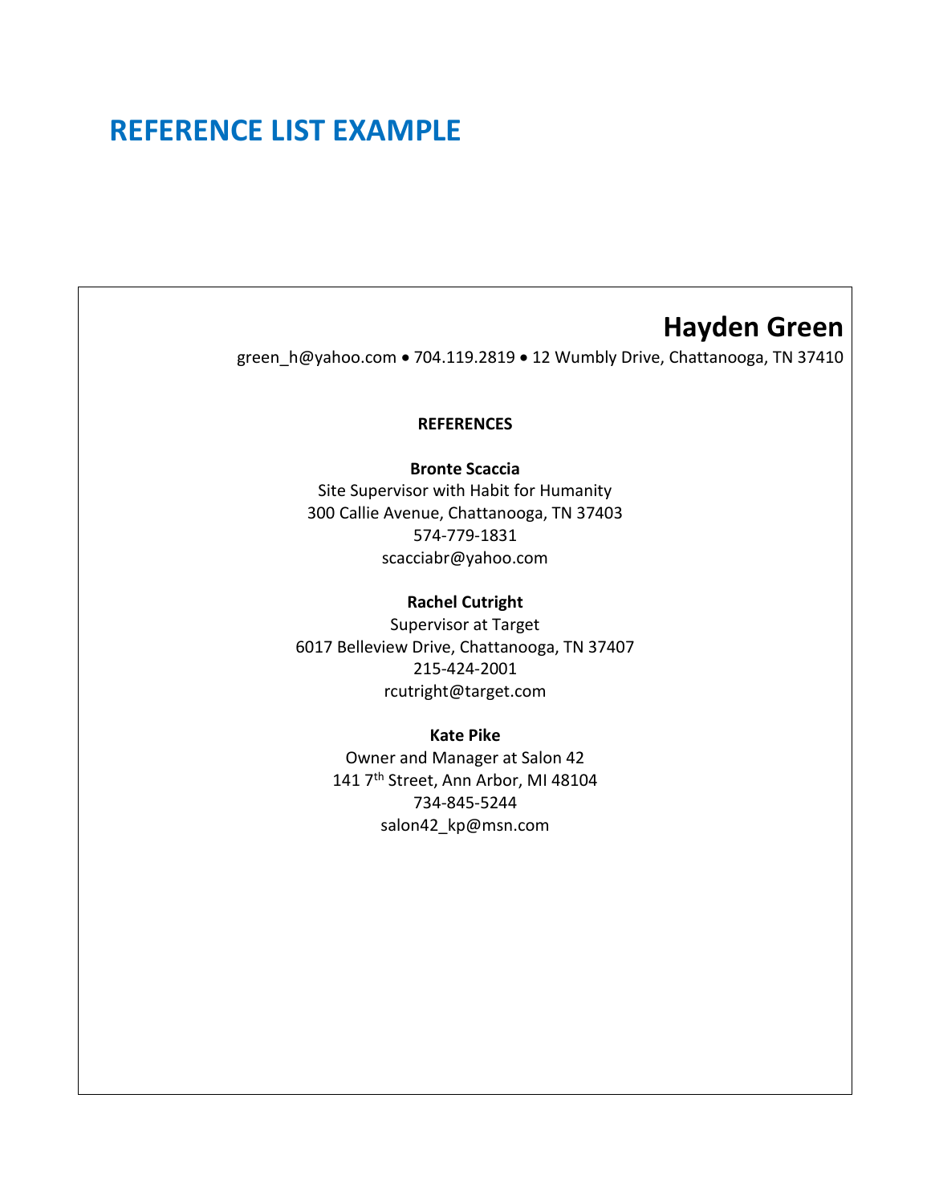# REFERENCE LIST EXAMPLE

## Hayden Green

green_h@yahoo.com • 704.119.2819 • 12 Wumbly Drive, Chattanooga, TN 37410

**REFERENCES**

**Bronte Scaccia**
Site Supervisor with Habit for Humanity
300 Callie Avenue, Chattanooga, TN 37403
574-779-1831
scacciabr@yahoo.com

**Rachel Cutright**
Supervisor at Target
6017 Belleview Drive, Chattanooga, TN 37407
215-424-2001
rcutright@target.com

**Kate Pike**
Owner and Manager at Salon 42
141 7th Street, Ann Arbor, MI 48104
734-845-5244
salon42_kp@msn.com